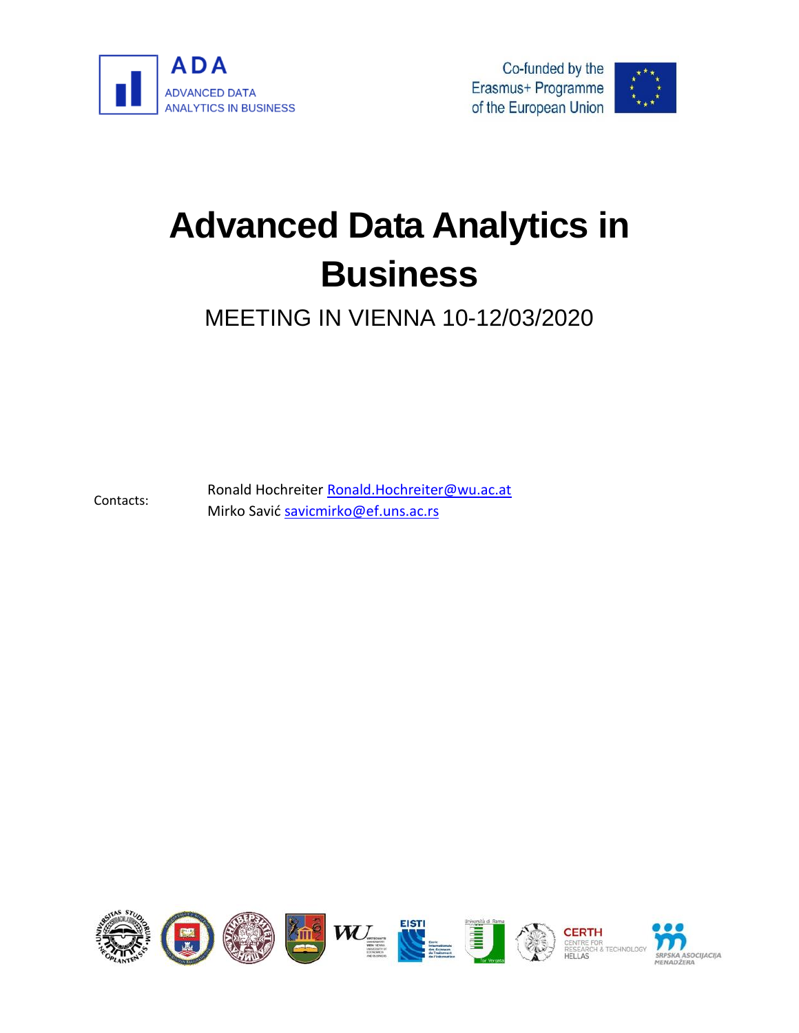ADA

ADVANCED DATA ANALYTICS IN BUSINESS

Co-funded by the Erasmus+ Programme of the European Union

# Advanced Data Analytics in Business

## MEETING IN VIENNA 10-12/03/2020

Contacts:

Ronald Hochreiter Ronald.Hochreiter@wu.ac.at
Mirko Savić savicmirko@ef.uns.ac.rs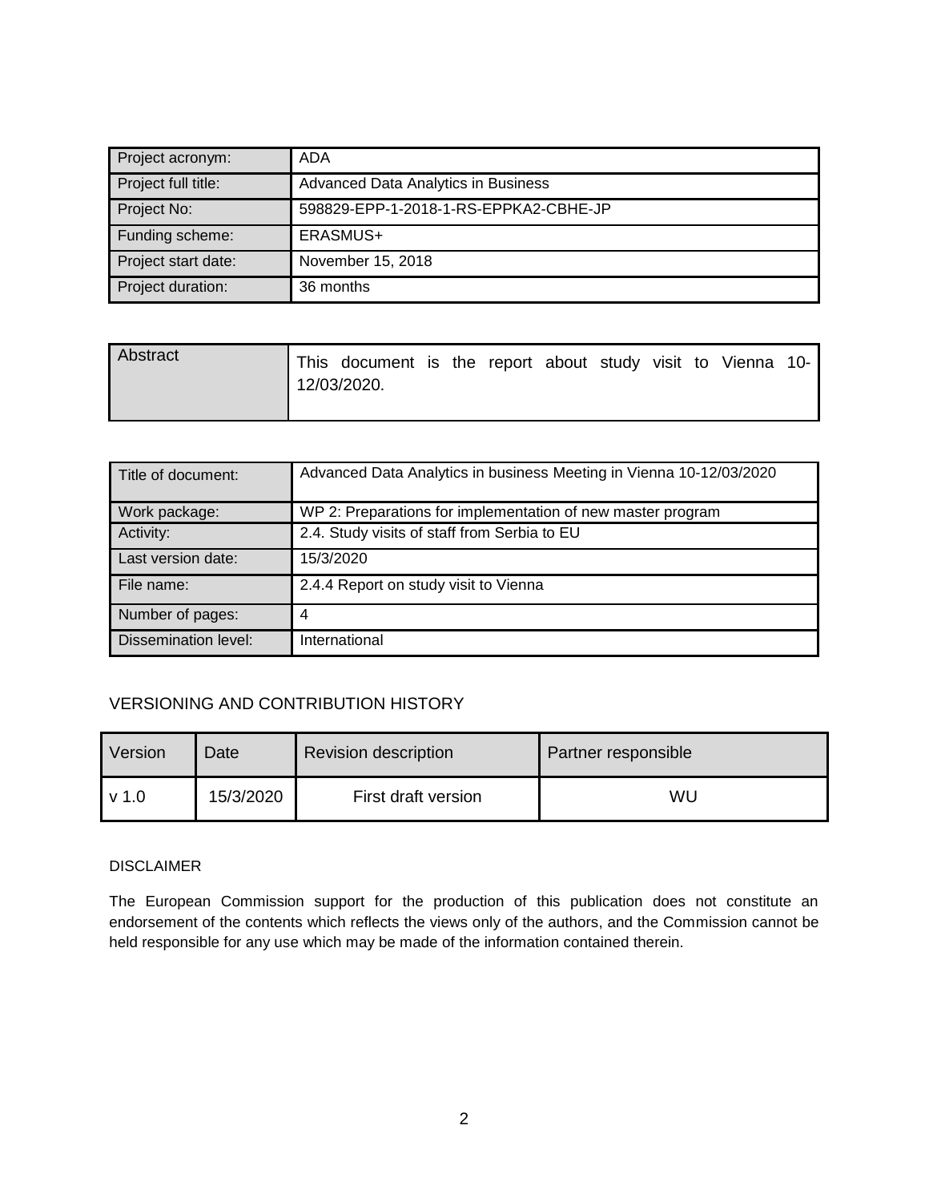| Project acronym: | ADA |
|---|---|
| Project full title: | Advanced Data Analytics in Business |
| Project No: | 598829-EPP-1-2018-1-RS-EPPKA2-CBHE-JP |
| Funding scheme: | ERASMUS+ |
| Project start date: | November 15, 2018 |
| Project duration: | 36 months |

| Abstract | This document is the report about study visit to Vienna 10-12/03/2020. |
|---|---|

| Title of document: | Advanced Data Analytics in business Meeting in Vienna 10-12/03/2020 |
|---|---|
| Work package: | WP 2: Preparations for implementation of new master program |
| Activity: | 2.4. Study visits of staff from Serbia to EU |
| Last version date: | 15/3/2020 |
| File name: | 2.4.4 Report on study visit to Vienna |
| Number of pages: | 4 |
| Dissemination level: | International |

## VERSIONING AND CONTRIBUTION HISTORY

| Version | Date | Revision description | Partner responsible |
|---|---|---|---|
| v 1.0 | 15/3/2020 | First draft version | WU |

### DISCLAIMER

The European Commission support for the production of this publication does not constitute an endorsement of the contents which reflects the views only of the authors, and the Commission cannot be held responsible for any use which may be made of the information contained therein.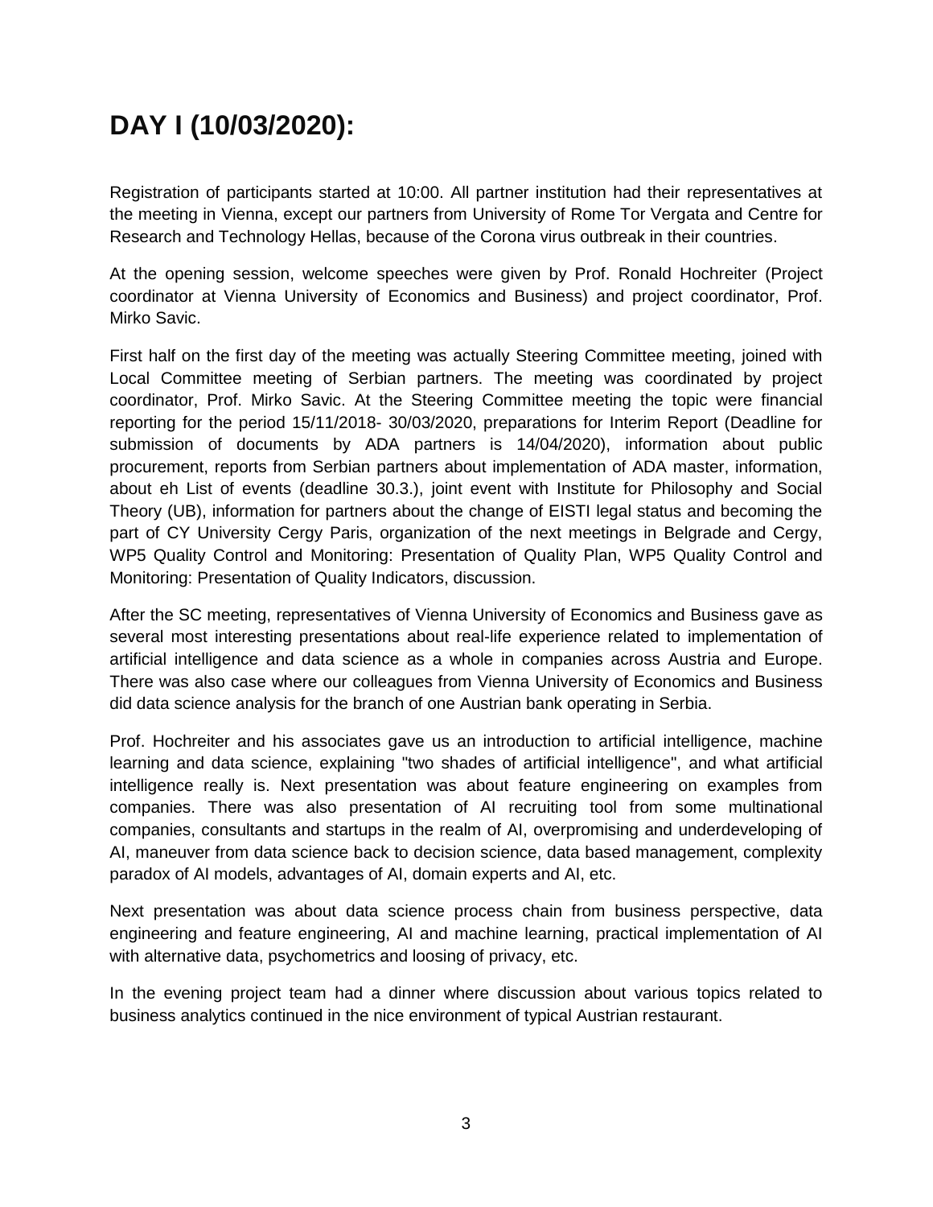# DAY I (10/03/2020):

Registration of participants started at 10:00. All partner institution had their representatives at the meeting in Vienna, except our partners from University of Rome Tor Vergata and Centre for Research and Technology Hellas, because of the Corona virus outbreak in their countries.

At the opening session, welcome speeches were given by Prof. Ronald Hochreiter (Project coordinator at Vienna University of Economics and Business) and project coordinator, Prof. Mirko Savic.

First half on the first day of the meeting was actually Steering Committee meeting, joined with Local Committee meeting of Serbian partners. The meeting was coordinated by project coordinator, Prof. Mirko Savic. At the Steering Committee meeting the topic were financial reporting for the period 15/11/2018- 30/03/2020, preparations for Interim Report (Deadline for submission of documents by ADA partners is 14/04/2020), information about public procurement, reports from Serbian partners about implementation of ADA master, information, about eh List of events (deadline 30.3.), joint event with Institute for Philosophy and Social Theory (UB), information for partners about the change of EISTI legal status and becoming the part of CY University Cergy Paris, organization of the next meetings in Belgrade and Cergy, WP5 Quality Control and Monitoring: Presentation of Quality Plan, WP5 Quality Control and Monitoring: Presentation of Quality Indicators, discussion.

After the SC meeting, representatives of Vienna University of Economics and Business gave as several most interesting presentations about real-life experience related to implementation of artificial intelligence and data science as a whole in companies across Austria and Europe. There was also case where our colleagues from Vienna University of Economics and Business did data science analysis for the branch of one Austrian bank operating in Serbia.

Prof. Hochreiter and his associates gave us an introduction to artificial intelligence, machine learning and data science, explaining "two shades of artificial intelligence", and what artificial intelligence really is. Next presentation was about feature engineering on examples from companies. There was also presentation of AI recruiting tool from some multinational companies, consultants and startups in the realm of AI, overpromising and underdeveloping of AI, maneuver from data science back to decision science, data based management, complexity paradox of AI models, advantages of AI, domain experts and AI, etc.

Next presentation was about data science process chain from business perspective, data engineering and feature engineering, AI and machine learning, practical implementation of AI with alternative data, psychometrics and loosing of privacy, etc.

In the evening project team had a dinner where discussion about various topics related to business analytics continued in the nice environment of typical Austrian restaurant.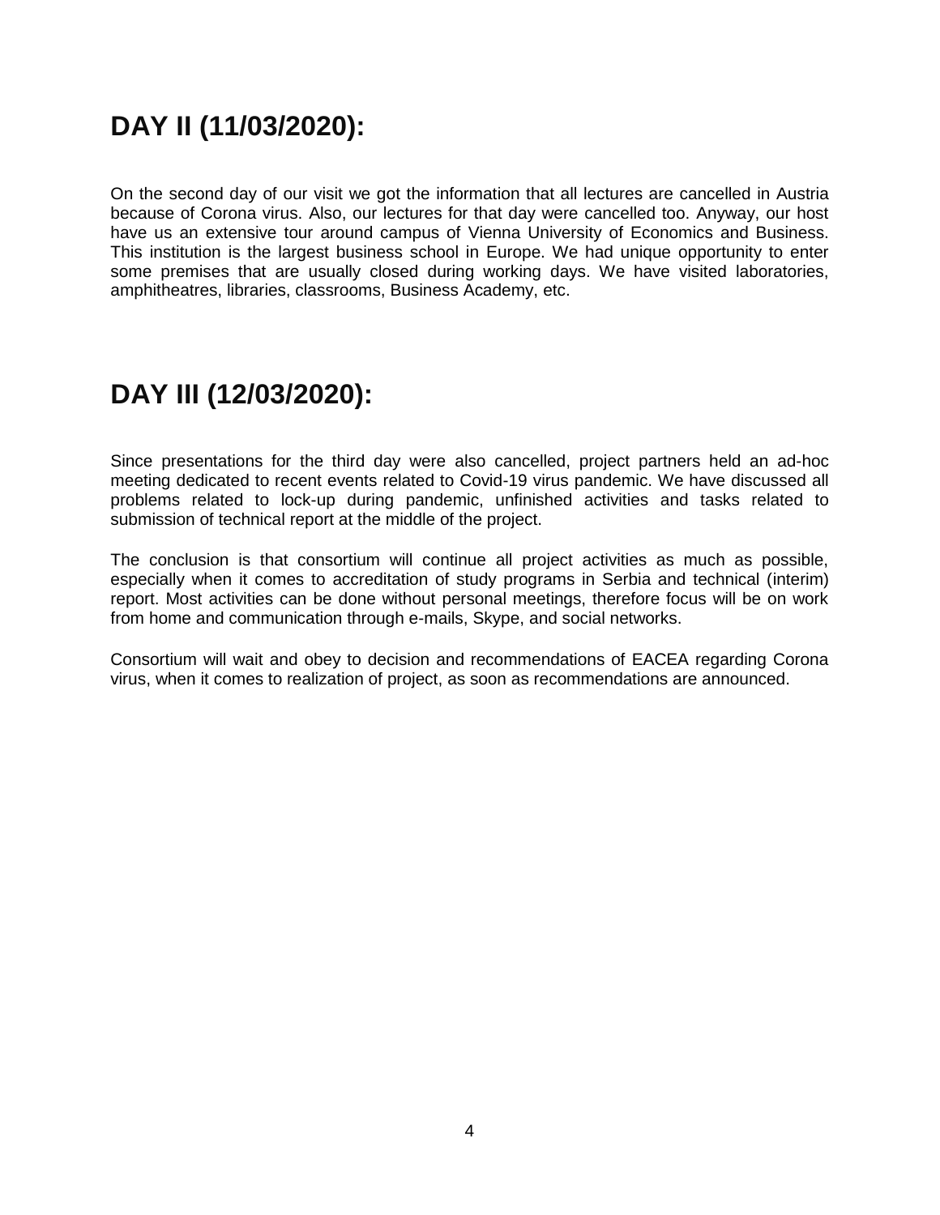## DAY II (11/03/2020):

On the second day of our visit we got the information that all lectures are cancelled in Austria because of Corona virus. Also, our lectures for that day were cancelled too. Anyway, our host have us an extensive tour around campus of Vienna University of Economics and Business. This institution is the largest business school in Europe. We had unique opportunity to enter some premises that are usually closed during working days. We have visited laboratories, amphitheatres, libraries, classrooms, Business Academy, etc.

## DAY III (12/03/2020):

Since presentations for the third day were also cancelled, project partners held an ad-hoc meeting dedicated to recent events related to Covid-19 virus pandemic. We have discussed all problems related to lock-up during pandemic, unfinished activities and tasks related to submission of technical report at the middle of the project.

The conclusion is that consortium will continue all project activities as much as possible, especially when it comes to accreditation of study programs in Serbia and technical (interim) report. Most activities can be done without personal meetings, therefore focus will be on work from home and communication through e-mails, Skype, and social networks.

Consortium will wait and obey to decision and recommendations of EACEA regarding Corona virus, when it comes to realization of project, as soon as recommendations are announced.